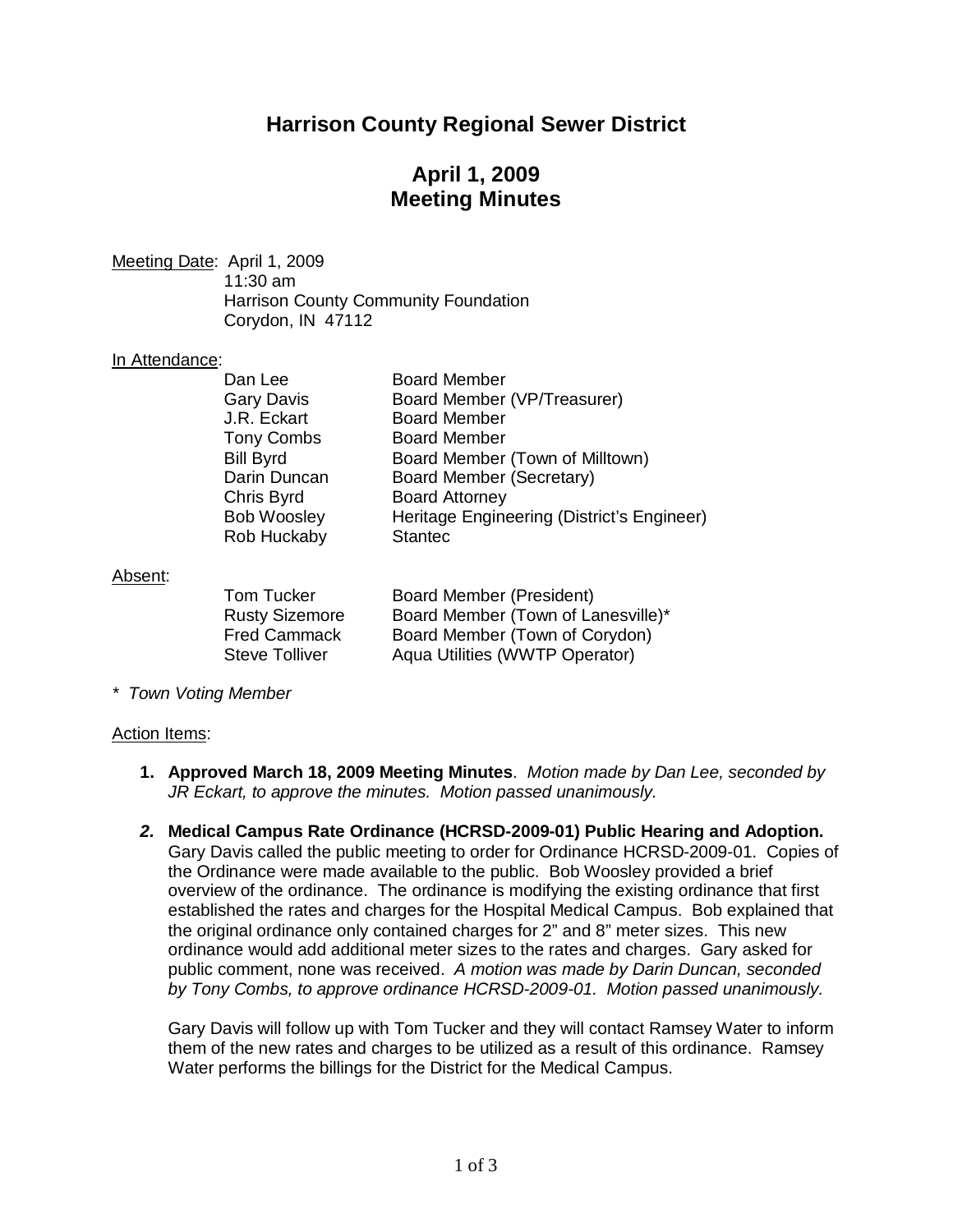# Harrison County Regional Sewer District

## April 1, 2009
## Meeting Minutes

Meeting Date: April 1, 2009
11:30 am
Harrison County Community Foundation
Corydon, IN 47112

In Attendance:

| | |
|---|---|
| Dan Lee | Board Member |
| Gary Davis | Board Member (VP/Treasurer) |
| J.R. Eckart | Board Member |
| Tony Combs | Board Member |
| Bill Byrd | Board Member (Town of Milltown) |
| Darin Duncan | Board Member (Secretary) |
| Chris Byrd | Board Attorney |
| Bob Woosley | Heritage Engineering (District's Engineer) |
| Rob Huckaby | Stantec |

Absent:

| | |
|---|---|
| Tom Tucker | Board Member (President) |
| Rusty Sizemore | Board Member (Town of Lanesville)* |
| Fred Cammack | Board Member (Town of Corydon) |
| Steve Tolliver | Aqua Utilities (WWTP Operator) |

*\* Town Voting Member*

Action Items:

1. **Approved March 18, 2009 Meeting Minutes**. *Motion made by Dan Lee, seconded by JR Eckart, to approve the minutes. Motion passed unanimously.*

2. **Medical Campus Rate Ordinance (HCRSD-2009-01) Public Hearing and Adoption.** Gary Davis called the public meeting to order for Ordinance HCRSD-2009-01. Copies of the Ordinance were made available to the public. Bob Woosley provided a brief overview of the ordinance. The ordinance is modifying the existing ordinance that first established the rates and charges for the Hospital Medical Campus. Bob explained that the original ordinance only contained charges for 2" and 8" meter sizes. This new ordinance would add additional meter sizes to the rates and charges. Gary asked for public comment, none was received. *A motion was made by Darin Duncan, seconded by Tony Combs, to approve ordinance HCRSD-2009-01. Motion passed unanimously.*

   Gary Davis will follow up with Tom Tucker and they will contact Ramsey Water to inform them of the new rates and charges to be utilized as a result of this ordinance. Ramsey Water performs the billings for the District for the Medical Campus.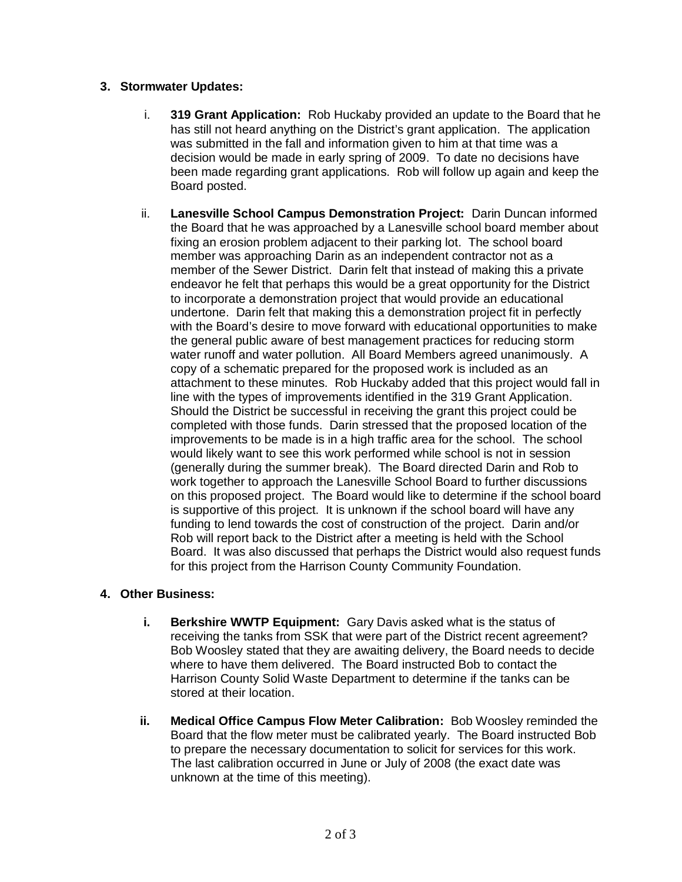**3. Stormwater Updates:**

i. **319 Grant Application:** Rob Huckaby provided an update to the Board that he has still not heard anything on the District's grant application. The application was submitted in the fall and information given to him at that time was a decision would be made in early spring of 2009. To date no decisions have been made regarding grant applications. Rob will follow up again and keep the Board posted.

ii. **Lanesville School Campus Demonstration Project:** Darin Duncan informed the Board that he was approached by a Lanesville school board member about fixing an erosion problem adjacent to their parking lot. The school board member was approaching Darin as an independent contractor not as a member of the Sewer District. Darin felt that instead of making this a private endeavor he felt that perhaps this would be a great opportunity for the District to incorporate a demonstration project that would provide an educational undertone. Darin felt that making this a demonstration project fit in perfectly with the Board's desire to move forward with educational opportunities to make the general public aware of best management practices for reducing storm water runoff and water pollution. All Board Members agreed unanimously. A copy of a schematic prepared for the proposed work is included as an attachment to these minutes. Rob Huckaby added that this project would fall in line with the types of improvements identified in the 319 Grant Application. Should the District be successful in receiving the grant this project could be completed with those funds. Darin stressed that the proposed location of the improvements to be made is in a high traffic area for the school. The school would likely want to see this work performed while school is not in session (generally during the summer break). The Board directed Darin and Rob to work together to approach the Lanesville School Board to further discussions on this proposed project. The Board would like to determine if the school board is supportive of this project. It is unknown if the school board will have any funding to lend towards the cost of construction of the project. Darin and/or Rob will report back to the District after a meeting is held with the School Board. It was also discussed that perhaps the District would also request funds for this project from the Harrison County Community Foundation.

**4. Other Business:**

**i. Berkshire WWTP Equipment:** Gary Davis asked what is the status of receiving the tanks from SSK that were part of the District recent agreement? Bob Woosley stated that they are awaiting delivery, the Board needs to decide where to have them delivered. The Board instructed Bob to contact the Harrison County Solid Waste Department to determine if the tanks can be stored at their location.

**ii. Medical Office Campus Flow Meter Calibration:** Bob Woosley reminded the Board that the flow meter must be calibrated yearly. The Board instructed Bob to prepare the necessary documentation to solicit for services for this work. The last calibration occurred in June or July of 2008 (the exact date was unknown at the time of this meeting).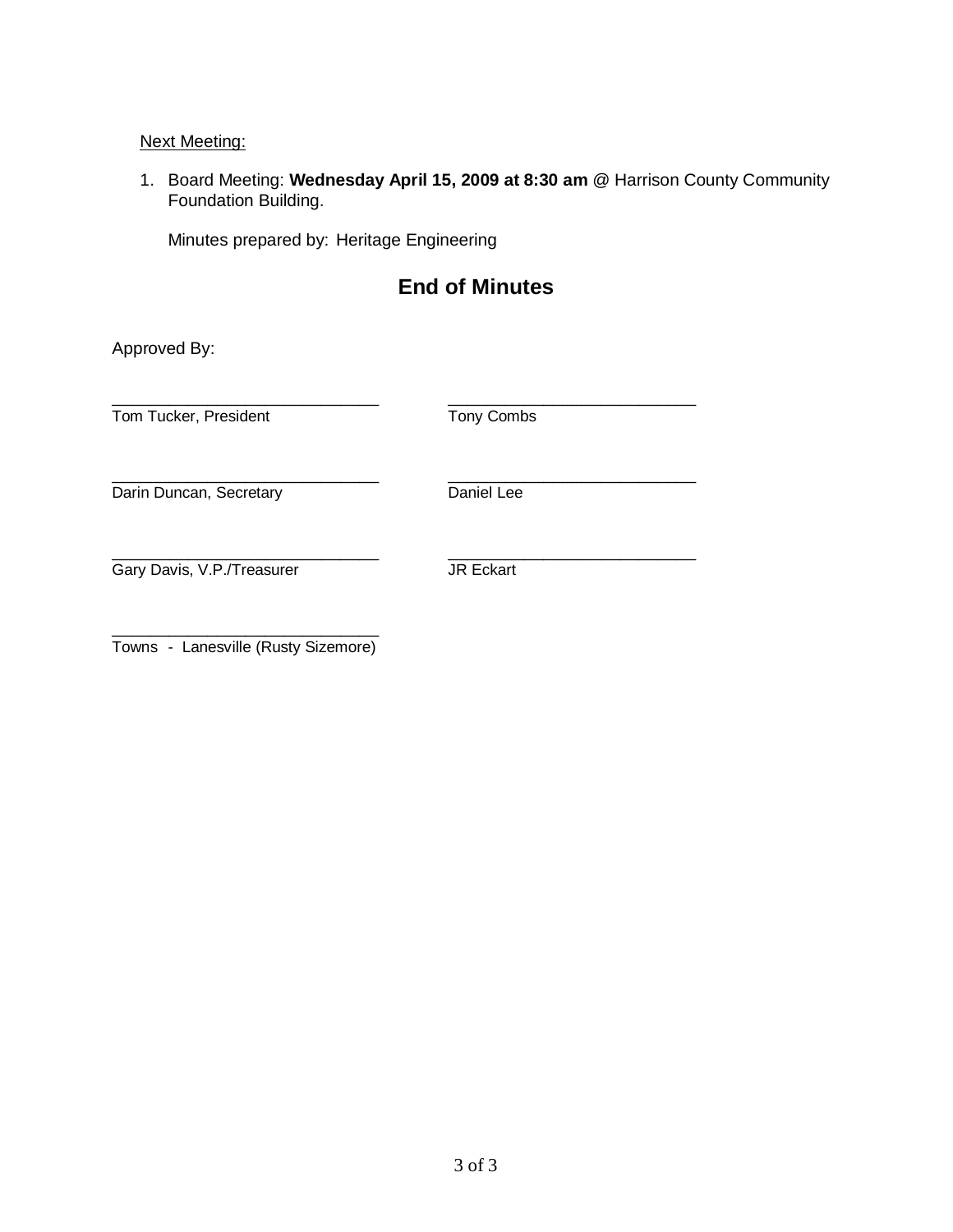Next Meeting:

1. Board Meeting: **Wednesday April 15, 2009 at 8:30 am** @ Harrison County Community Foundation Building.

   Minutes prepared by: Heritage Engineering

## End of Minutes

Approved By:

| | |
|---|---|
| ______________________________ | ______________________________ |
| Tom Tucker, President | Tony Combs |
| ______________________________ | ______________________________ |
| Darin Duncan, Secretary | Daniel Lee |
| ______________________________ | ______________________________ |
| Gary Davis, V.P./Treasurer | JR Eckart |
| ______________________________ | |
| Towns - Lanesville (Rusty Sizemore) | |